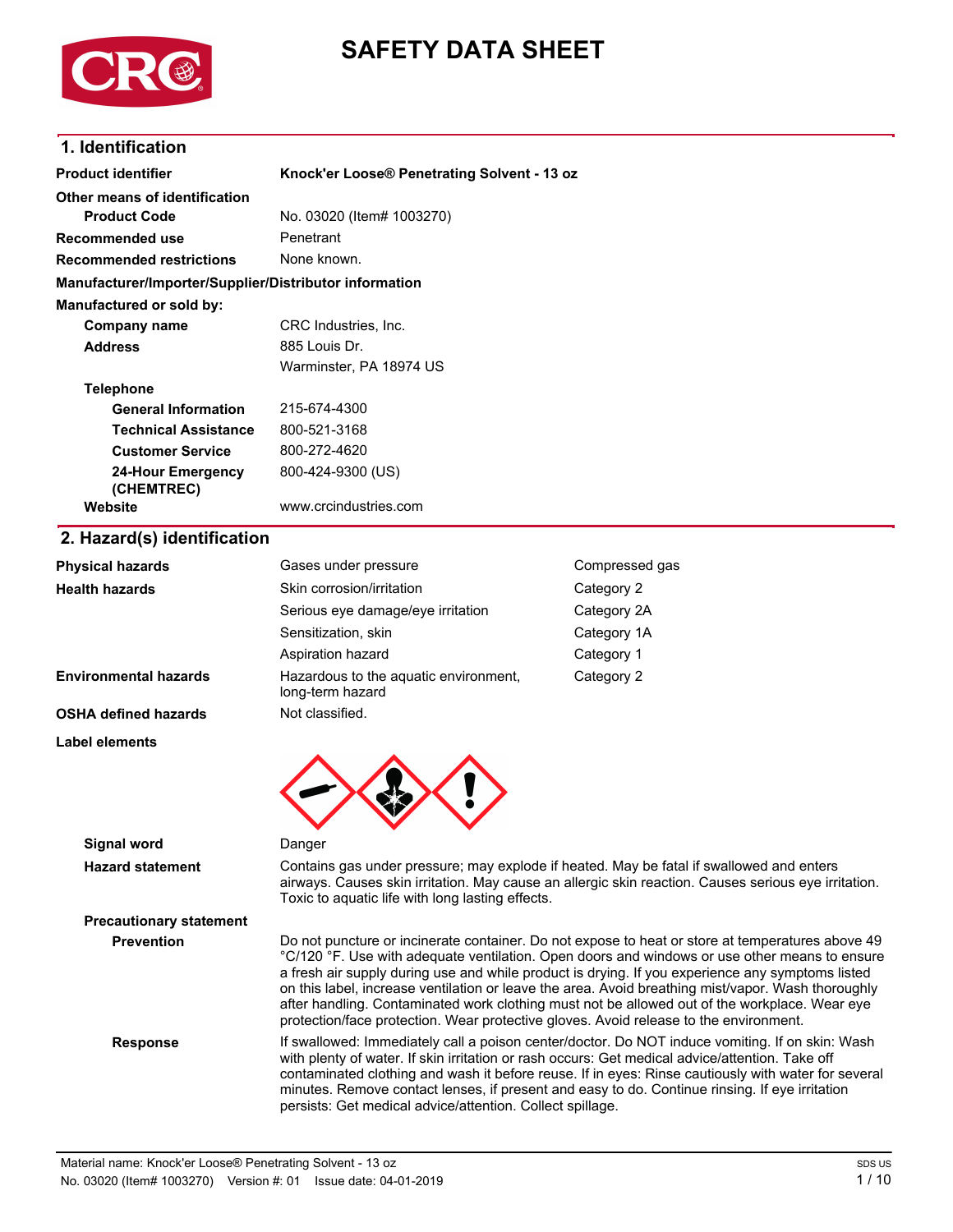# SAFETY DATA SHEET

## 1. Identification

**Product identifier** Knock'er Loose® Penetrating Solvent - 13 oz

**Other means of identification**

**Product Code** No. 03020 (Item# 1003270)

**Recommended use** Penetrant

**Recommended restrictions** None known.

**Manufacturer/Importer/Supplier/Distributor information**

**Manufactured or sold by:**

**Company name** CRC Industries, Inc.

**Address** 885 Louis Dr.
Warminster, PA 18974 US

**Telephone**

**General Information** 215-674-4300

**Technical Assistance** 800-521-3168

**Customer Service** 800-272-4620

**24-Hour Emergency (CHEMTREC)** 800-424-9300 (US)

**Website** www.crcindustries.com

## 2. Hazard(s) identification

| | | |
|---|---|---|
| **Physical hazards** | Gases under pressure | Compressed gas |
| **Health hazards** | Skin corrosion/irritation | Category 2 |
| | Serious eye damage/eye irritation | Category 2A |
| | Sensitization, skin | Category 1A |
| | Aspiration hazard | Category 1 |
| **Environmental hazards** | Hazardous to the aquatic environment, long-term hazard | Category 2 |
| **OSHA defined hazards** | Not classified. | |

**Label elements**

**Signal word** Danger

**Hazard statement** Contains gas under pressure; may explode if heated. May be fatal if swallowed and enters airways. Causes skin irritation. May cause an allergic skin reaction. Causes serious eye irritation. Toxic to aquatic life with long lasting effects.

**Precautionary statement**

**Prevention** Do not puncture or incinerate container. Do not expose to heat or store at temperatures above 49 °C/120 °F. Use with adequate ventilation. Open doors and windows or use other means to ensure a fresh air supply during use and while product is drying. If you experience any symptoms listed on this label, increase ventilation or leave the area. Avoid breathing mist/vapor. Wash thoroughly after handling. Contaminated work clothing must not be allowed out of the workplace. Wear eye protection/face protection. Wear protective gloves. Avoid release to the environment.

**Response** If swallowed: Immediately call a poison center/doctor. Do NOT induce vomiting. If on skin: Wash with plenty of water. If skin irritation or rash occurs: Get medical advice/attention. Take off contaminated clothing and wash it before reuse. If in eyes: Rinse cautiously with water for several minutes. Remove contact lenses, if present and easy to do. Continue rinsing. If eye irritation persists: Get medical advice/attention. Collect spillage.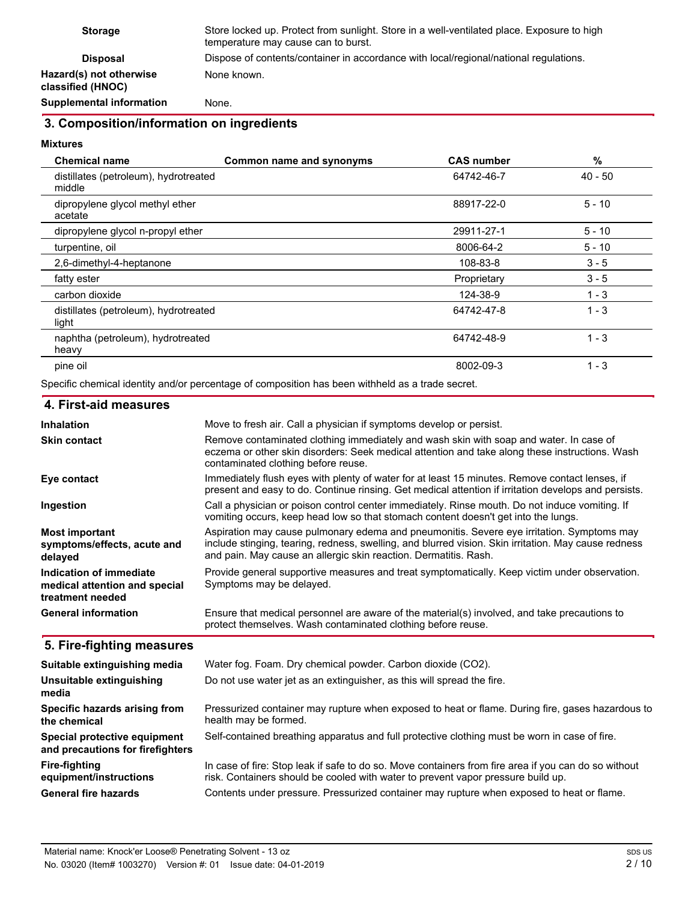| | |
|---|---|
| **Storage** | Store locked up. Protect from sunlight. Store in a well-ventilated place. Exposure to high temperature may cause can to burst. |
| **Disposal** | Dispose of contents/container in accordance with local/regional/national regulations. |
| **Hazard(s) not otherwise classified (HNOC)** | None known. |
| **Supplemental information** | None. |

## 3. Composition/information on ingredients

**Mixtures**

| Chemical name | Common name and synonyms | CAS number | % |
|---|---|---|---|
| distillates (petroleum), hydrotreated middle | | 64742-46-7 | 40 - 50 |
| dipropylene glycol methyl ether acetate | | 88917-22-0 | 5 - 10 |
| dipropylene glycol n-propyl ether | | 29911-27-1 | 5 - 10 |
| turpentine, oil | | 8006-64-2 | 5 - 10 |
| 2,6-dimethyl-4-heptanone | | 108-83-8 | 3 - 5 |
| fatty ester | | Proprietary | 3 - 5 |
| carbon dioxide | | 124-38-9 | 1 - 3 |
| distillates (petroleum), hydrotreated light | | 64742-47-8 | 1 - 3 |
| naphtha (petroleum), hydrotreated heavy | | 64742-48-9 | 1 - 3 |
| pine oil | | 8002-09-3 | 1 - 3 |

Specific chemical identity and/or percentage of composition has been withheld as a trade secret.

## 4. First-aid measures

| | |
|---|---|
| **Inhalation** | Move to fresh air. Call a physician if symptoms develop or persist. |
| **Skin contact** | Remove contaminated clothing immediately and wash skin with soap and water. In case of eczema or other skin disorders: Seek medical attention and take along these instructions. Wash contaminated clothing before reuse. |
| **Eye contact** | Immediately flush eyes with plenty of water for at least 15 minutes. Remove contact lenses, if present and easy to do. Continue rinsing. Get medical attention if irritation develops and persists. |
| **Ingestion** | Call a physician or poison control center immediately. Rinse mouth. Do not induce vomiting. If vomiting occurs, keep head low so that stomach content doesn't get into the lungs. |
| **Most important symptoms/effects, acute and delayed** | Aspiration may cause pulmonary edema and pneumonitis. Severe eye irritation. Symptoms may include stinging, tearing, redness, swelling, and blurred vision. Skin irritation. May cause redness and pain. May cause an allergic skin reaction. Dermatitis. Rash. |
| **Indication of immediate medical attention and special treatment needed** | Provide general supportive measures and treat symptomatically. Keep victim under observation. Symptoms may be delayed. |
| **General information** | Ensure that medical personnel are aware of the material(s) involved, and take precautions to protect themselves. Wash contaminated clothing before reuse. |

## 5. Fire-fighting measures

| | |
|---|---|
| **Suitable extinguishing media** | Water fog. Foam. Dry chemical powder. Carbon dioxide ($CO_2$). |
| **Unsuitable extinguishing media** | Do not use water jet as an extinguisher, as this will spread the fire. |
| **Specific hazards arising from the chemical** | Pressurized container may rupture when exposed to heat or flame. During fire, gases hazardous to health may be formed. |
| **Special protective equipment and precautions for firefighters** | Self-contained breathing apparatus and full protective clothing must be worn in case of fire. |
| **Fire-fighting equipment/instructions** | In case of fire: Stop leak if safe to do so. Move containers from fire area if you can do so without risk. Containers should be cooled with water to prevent vapor pressure build up. |
| **General fire hazards** | Contents under pressure. Pressurized container may rupture when exposed to heat or flame. |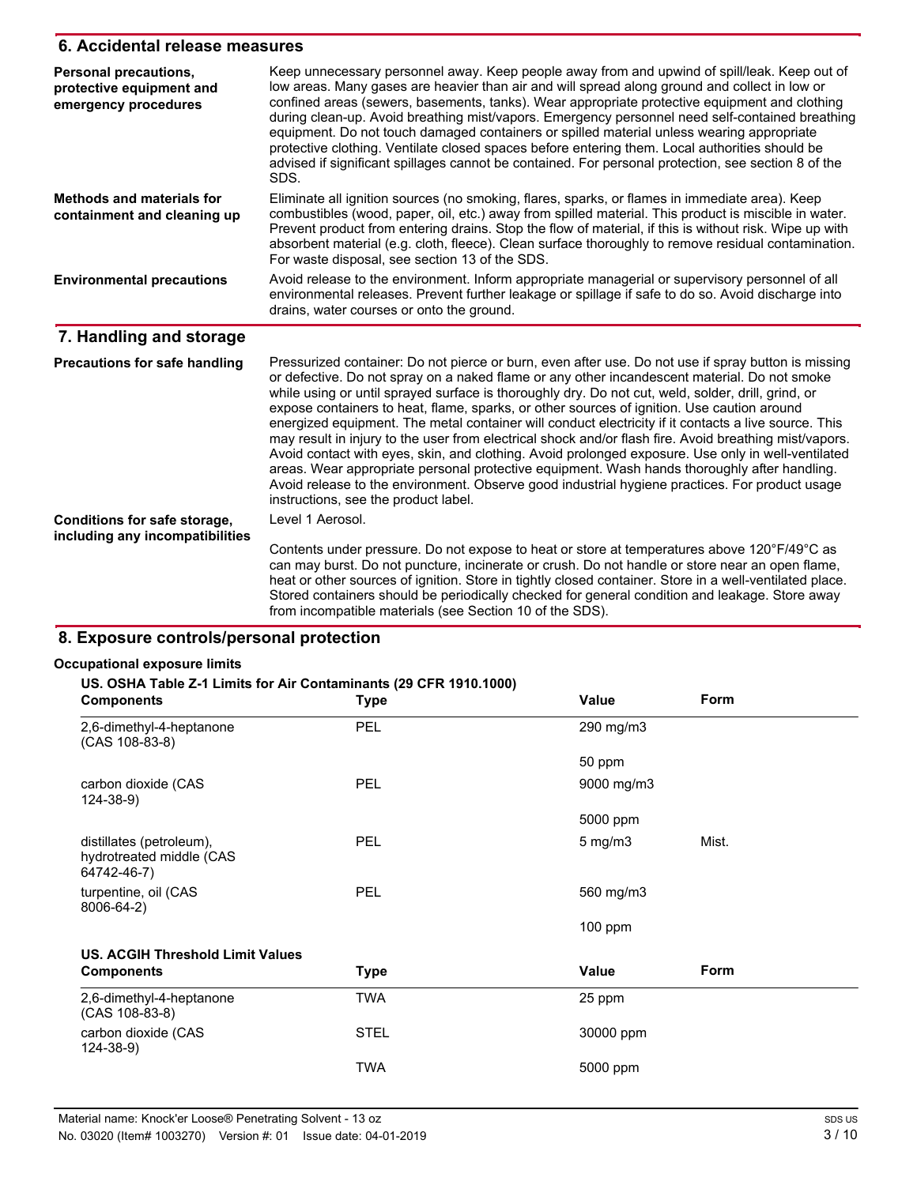## 6. Accidental release measures

**Personal precautions, protective equipment and emergency procedures**

Keep unnecessary personnel away. Keep people away from and upwind of spill/leak. Keep out of low areas. Many gases are heavier than air and will spread along ground and collect in low or confined areas (sewers, basements, tanks). Wear appropriate protective equipment and clothing during clean-up. Avoid breathing mist/vapors. Emergency personnel need self-contained breathing equipment. Do not touch damaged containers or spilled material unless wearing appropriate protective clothing. Ventilate closed spaces before entering them. Local authorities should be advised if significant spillages cannot be contained. For personal protection, see section 8 of the SDS.

**Methods and materials for containment and cleaning up**

Eliminate all ignition sources (no smoking, flares, sparks, or flames in immediate area). Keep combustibles (wood, paper, oil, etc.) away from spilled material. This product is miscible in water. Prevent product from entering drains. Stop the flow of material, if this is without risk. Wipe up with absorbent material (e.g. cloth, fleece). Clean surface thoroughly to remove residual contamination. For waste disposal, see section 13 of the SDS.

**Environmental precautions**

Avoid release to the environment. Inform appropriate managerial or supervisory personnel of all environmental releases. Prevent further leakage or spillage if safe to do so. Avoid discharge into drains, water courses or onto the ground.

## 7. Handling and storage

**Precautions for safe handling**

Pressurized container: Do not pierce or burn, even after use. Do not use if spray button is missing or defective. Do not spray on a naked flame or any other incandescent material. Do not smoke while using or until sprayed surface is thoroughly dry. Do not cut, weld, solder, drill, grind, or expose containers to heat, flame, sparks, or other sources of ignition. Use caution around energized equipment. The metal container will conduct electricity if it contacts a live source. This may result in injury to the user from electrical shock and/or flash fire. Avoid breathing mist/vapors. Avoid contact with eyes, skin, and clothing. Avoid prolonged exposure. Use only in well-ventilated areas. Wear appropriate personal protective equipment. Wash hands thoroughly after handling. Avoid release to the environment. Observe good industrial hygiene practices. For product usage instructions, see the product label.

**Conditions for safe storage, including any incompatibilities**

Level 1 Aerosol.

Contents under pressure. Do not expose to heat or store at temperatures above 120°F/49°C as can may burst. Do not puncture, incinerate or crush. Do not handle or store near an open flame, heat or other sources of ignition. Store in tightly closed container. Store in a well-ventilated place. Stored containers should be periodically checked for general condition and leakage. Store away from incompatible materials (see Section 10 of the SDS).

## 8. Exposure controls/personal protection

**Occupational exposure limits**

**US. OSHA Table Z-1 Limits for Air Contaminants (29 CFR 1910.1000)**

| Components | Type | Value | Form |
|---|---|---|---|
| 2,6-dimethyl-4-heptanone (CAS 108-83-8) | PEL | 290 mg/m3 | |
| | | 50 ppm | |
| carbon dioxide (CAS 124-38-9) | PEL | 9000 mg/m3 | |
| | | 5000 ppm | |
| distillates (petroleum), hydrotreated middle (CAS 64742-46-7) | PEL | 5 mg/m3 | Mist. |
| turpentine, oil (CAS 8006-64-2) | PEL | 560 mg/m3 | |
| | | 100 ppm | |

**US. ACGIH Threshold Limit Values**

| Components | Type | Value | Form |
|---|---|---|---|
| 2,6-dimethyl-4-heptanone (CAS 108-83-8) | TWA | 25 ppm | |
| carbon dioxide (CAS 124-38-9) | STEL | 30000 ppm | |
| | TWA | 5000 ppm | |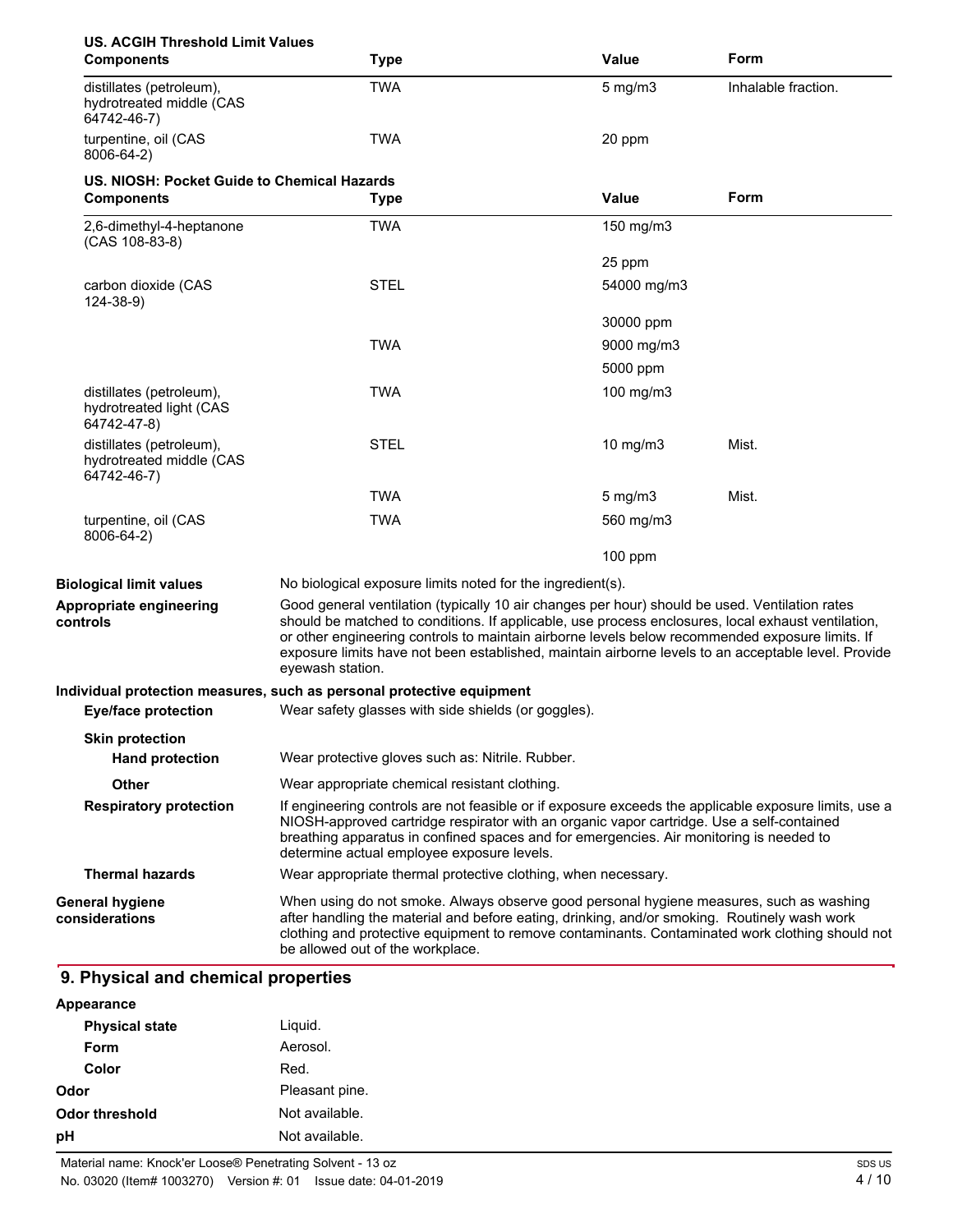**US. ACGIH Threshold Limit Values**

| Components | Type | Value | Form |
|---|---|---|---|
| distillates (petroleum), hydrotreated middle (CAS 64742-46-7) | TWA | 5 mg/m3 | Inhalable fraction. |
| turpentine, oil (CAS 8006-64-2) | TWA | 20 ppm | |

**US. NIOSH: Pocket Guide to Chemical Hazards**

| Components | Type | Value | Form |
|---|---|---|---|
| 2,6-dimethyl-4-heptanone (CAS 108-83-8) | TWA | 150 mg/m3 | |
| | | 25 ppm | |
| carbon dioxide (CAS 124-38-9) | STEL | 54000 mg/m3 | |
| | | 30000 ppm | |
| | TWA | 9000 mg/m3 | |
| | | 5000 ppm | |
| distillates (petroleum), hydrotreated light (CAS 64742-47-8) | TWA | 100 mg/m3 | |
| distillates (petroleum), hydrotreated middle (CAS 64742-46-7) | STEL | 10 mg/m3 | Mist. |
| | TWA | 5 mg/m3 | Mist. |
| turpentine, oil (CAS 8006-64-2) | TWA | 560 mg/m3 | |
| | | 100 ppm | |

**Biological limit values** No biological exposure limits noted for the ingredient(s).

**Appropriate engineering controls** Good general ventilation (typically 10 air changes per hour) should be used. Ventilation rates should be matched to conditions. If applicable, use process enclosures, local exhaust ventilation, or other engineering controls to maintain airborne levels below recommended exposure limits. If exposure limits have not been established, maintain airborne levels to an acceptable level. Provide eyewash station.

**Individual protection measures, such as personal protective equipment**

**Eye/face protection** Wear safety glasses with side shields (or goggles).

**Skin protection**

**Hand protection** Wear protective gloves such as: Nitrile. Rubber.

**Other** Wear appropriate chemical resistant clothing.

**Respiratory protection** If engineering controls are not feasible or if exposure exceeds the applicable exposure limits, use a NIOSH-approved cartridge respirator with an organic vapor cartridge. Use a self-contained breathing apparatus in confined spaces and for emergencies. Air monitoring is needed to determine actual employee exposure levels.

**Thermal hazards** Wear appropriate thermal protective clothing, when necessary.

**General hygiene considerations** When using do not smoke. Always observe good personal hygiene measures, such as washing after handling the material and before eating, drinking, and/or smoking. Routinely wash work clothing and protective equipment to remove contaminants. Contaminated work clothing should not be allowed out of the workplace.

## 9. Physical and chemical properties

**Appearance**

**Physical state** Liquid.

**Form** Aerosol.

**Color** Red.

**Odor** Pleasant pine.

**Odor threshold** Not available.

**pH** Not available.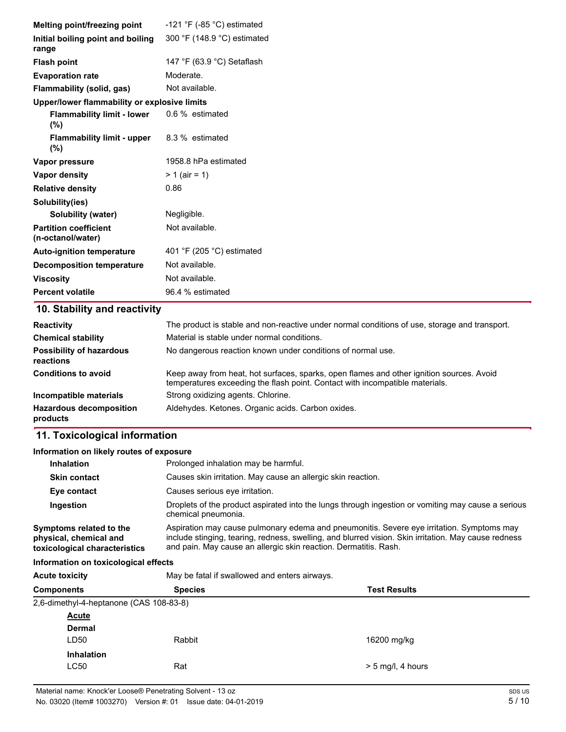| | |
|---|---|
| **Melting point/freezing point** | -121 °F (-85 °C) estimated |
| **Initial boiling point and boiling range** | 300 °F (148.9 °C) estimated |
| **Flash point** | 147 °F (63.9 °C) Setaflash |
| **Evaporation rate** | Moderate. |
| **Flammability (solid, gas)** | Not available. |
| **Upper/lower flammability or explosive limits** | |
| **Flammability limit - lower (%)** | 0.6 % estimated |
| **Flammability limit - upper (%)** | 8.3 % estimated |
| **Vapor pressure** | 1958.8 hPa estimated |
| **Vapor density** | > 1 (air = 1) |
| **Relative density** | 0.86 |
| **Solubility(ies)** | |
| **Solubility (water)** | Negligible. |
| **Partition coefficient (n-octanol/water)** | Not available. |
| **Auto-ignition temperature** | 401 °F (205 °C) estimated |
| **Decomposition temperature** | Not available. |
| **Viscosity** | Not available. |
| **Percent volatile** | 96.4 % estimated |

## 10. Stability and reactivity

| | |
|---|---|
| **Reactivity** | The product is stable and non-reactive under normal conditions of use, storage and transport. |
| **Chemical stability** | Material is stable under normal conditions. |
| **Possibility of hazardous reactions** | No dangerous reaction known under conditions of normal use. |
| **Conditions to avoid** | Keep away from heat, hot surfaces, sparks, open flames and other ignition sources. Avoid temperatures exceeding the flash point. Contact with incompatible materials. |
| **Incompatible materials** | Strong oxidizing agents. Chlorine. |
| **Hazardous decomposition products** | Aldehydes. Ketones. Organic acids. Carbon oxides. |

## 11. Toxicological information

**Information on likely routes of exposure**

| | |
|---|---|
| **Inhalation** | Prolonged inhalation may be harmful. |
| **Skin contact** | Causes skin irritation. May cause an allergic skin reaction. |
| **Eye contact** | Causes serious eye irritation. |
| **Ingestion** | Droplets of the product aspirated into the lungs through ingestion or vomiting may cause a serious chemical pneumonia. |
| **Symptoms related to the physical, chemical and toxicological characteristics** | Aspiration may cause pulmonary edema and pneumonitis. Severe eye irritation. Symptoms may include stinging, tearing, redness, swelling, and blurred vision. Skin irritation. May cause redness and pain. May cause an allergic skin reaction. Dermatitis. Rash. |

**Information on toxicological effects**

**Acute toxicity** May be fatal if swallowed and enters airways.

| Components | Species | Test Results |
|---|---|---|
| 2,6-dimethyl-4-heptanone (CAS 108-83-8) | | |
| <u>**Acute**</u> | | |
| **Dermal** | | |
| LD50 | Rabbit | 16200 mg/kg |
| **Inhalation** | | |
| LC50 | Rat | > 5 mg/l, 4 hours |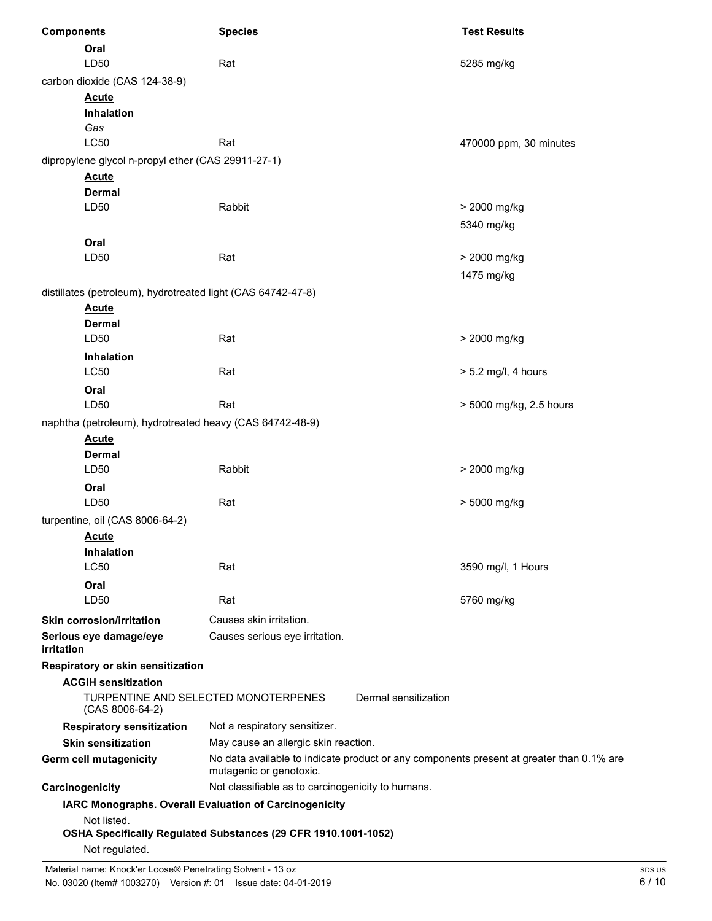| Components | Species | Test Results |
|---|---|---|
| **Oral** | | |
| LD50 | Rat | 5285 mg/kg |
| carbon dioxide (CAS 124-38-9) | | |
| **Acute** | | |
| **Inhalation** | | |
| *Gas* | | |
| LC50 | Rat | 470000 ppm, 30 minutes |
| dipropylene glycol n-propyl ether (CAS 29911-27-1) | | |
| **Acute** | | |
| **Dermal** | | |
| LD50 | Rabbit | > 2000 mg/kg |
| | | 5340 mg/kg |
| **Oral** | | |
| LD50 | Rat | > 2000 mg/kg |
| | | 1475 mg/kg |
| distillates (petroleum), hydrotreated light (CAS 64742-47-8) | | |
| **Acute** | | |
| **Dermal** | | |
| LD50 | Rat | > 2000 mg/kg |
| **Inhalation** | | |
| LC50 | Rat | > 5.2 mg/l, 4 hours |
| **Oral** | | |
| LD50 | Rat | > 5000 mg/kg, 2.5 hours |
| naphtha (petroleum), hydrotreated heavy (CAS 64742-48-9) | | |
| **Acute** | | |
| **Dermal** | | |
| LD50 | Rabbit | > 2000 mg/kg |
| **Oral** | | |
| LD50 | Rat | > 5000 mg/kg |
| turpentine, oil (CAS 8006-64-2) | | |
| **Acute** | | |
| **Inhalation** | | |
| LC50 | Rat | 3590 mg/l, 1 Hours |
| **Oral** | | |
| LD50 | Rat | 5760 mg/kg |

**Skin corrosion/irritation** Causes skin irritation.

**Serious eye damage/eye irritation** Causes serious eye irritation.

**Respiratory or skin sensitization**

**ACGIH sensitization**

TURPENTINE AND SELECTED MONOTERPENES (CAS 8006-64-2) Dermal sensitization

**Respiratory sensitization** Not a respiratory sensitizer.

**Skin sensitization** May cause an allergic skin reaction.

**Germ cell mutagenicity** No data available to indicate product or any components present at greater than 0.1% are mutagenic or genotoxic.

**Carcinogenicity** Not classifiable as to carcinogenicity to humans.

**IARC Monographs. Overall Evaluation of Carcinogenicity**

Not listed.

**OSHA Specifically Regulated Substances (29 CFR 1910.1001-1052)**

Not regulated.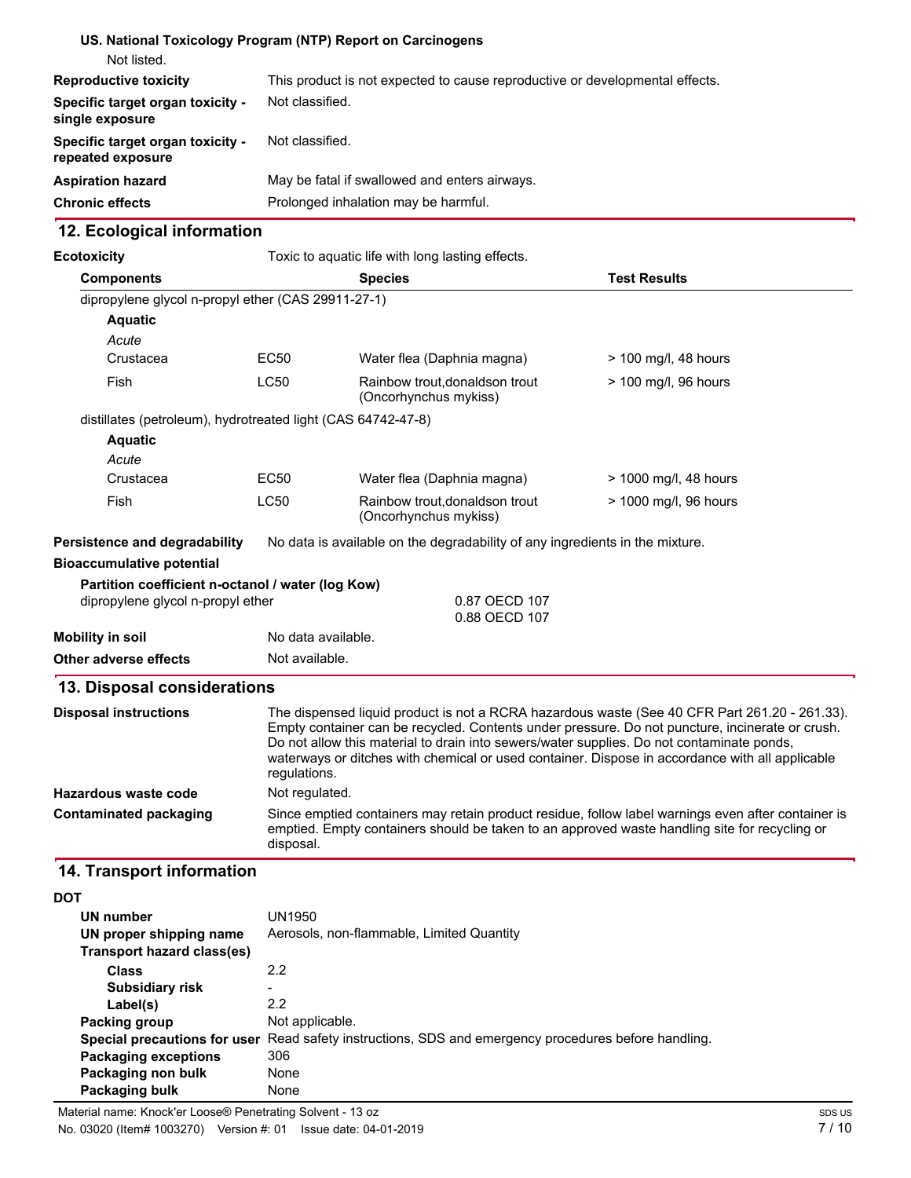**US. National Toxicology Program (NTP) Report on Carcinogens**

Not listed.

| | |
|---|---|
| **Reproductive toxicity** | This product is not expected to cause reproductive or developmental effects. |
| **Specific target organ toxicity - single exposure** | Not classified. |
| **Specific target organ toxicity - repeated exposure** | Not classified. |
| **Aspiration hazard** | May be fatal if swallowed and enters airways. |
| **Chronic effects** | Prolonged inhalation may be harmful. |

## 12. Ecological information

**Ecotoxicity** Toxic to aquatic life with long lasting effects.

| **Components** | | **Species** | **Test Results** |
|---|---|---|---|
| dipropylene glycol n-propyl ether (CAS 29911-27-1) | | | |
| **Aquatic** | | | |
| *Acute* | | | |
| Crustacea | EC50 | Water flea (Daphnia magna) | > 100 mg/l, 48 hours |
| Fish | LC50 | Rainbow trout,donaldson trout (Oncorhynchus mykiss) | > 100 mg/l, 96 hours |
| distillates (petroleum), hydrotreated light (CAS 64742-47-8) | | | |
| **Aquatic** | | | |
| *Acute* | | | |
| Crustacea | EC50 | Water flea (Daphnia magna) | > 1000 mg/l, 48 hours |
| Fish | LC50 | Rainbow trout,donaldson trout (Oncorhynchus mykiss) | > 1000 mg/l, 96 hours |

**Persistence and degradability** No data is available on the degradability of any ingredients in the mixture.

**Bioaccumulative potential**

**Partition coefficient n-octanol / water (log Kow)**

dipropylene glycol n-propyl ether 0.87 OECD 107
0.88 OECD 107

**Mobility in soil** No data available.

**Other adverse effects** Not available.

## 13. Disposal considerations

| | |
|---|---|
| **Disposal instructions** | The dispensed liquid product is not a RCRA hazardous waste (See 40 CFR Part 261.20 - 261.33). Empty container can be recycled. Contents under pressure. Do not puncture, incinerate or crush. Do not allow this material to drain into sewers/water supplies. Do not contaminate ponds, waterways or ditches with chemical or used container. Dispose in accordance with all applicable regulations. |
| **Hazardous waste code** | Not regulated. |
| **Contaminated packaging** | Since emptied containers may retain product residue, follow label warnings even after container is emptied. Empty containers should be taken to an approved waste handling site for recycling or disposal. |

## 14. Transport information

**DOT**

| | |
|---|---|
| **UN number** | UN1950 |
| **UN proper shipping name** | Aerosols, non-flammable, Limited Quantity |
| **Transport hazard class(es)** | |
| **Class** | 2.2 |
| **Subsidiary risk** | - |
| **Label(s)** | 2.2 |
| **Packing group** | Not applicable. |
| **Special precautions for user** | Read safety instructions, SDS and emergency procedures before handling. |
| **Packaging exceptions** | 306 |
| **Packaging non bulk** | None |
| **Packaging bulk** | None |

Material name: Knock'er Loose® Penetrating Solvent - 13 oz
No. 03020 (Item# 1003270) Version #: 01 Issue date: 04-01-2019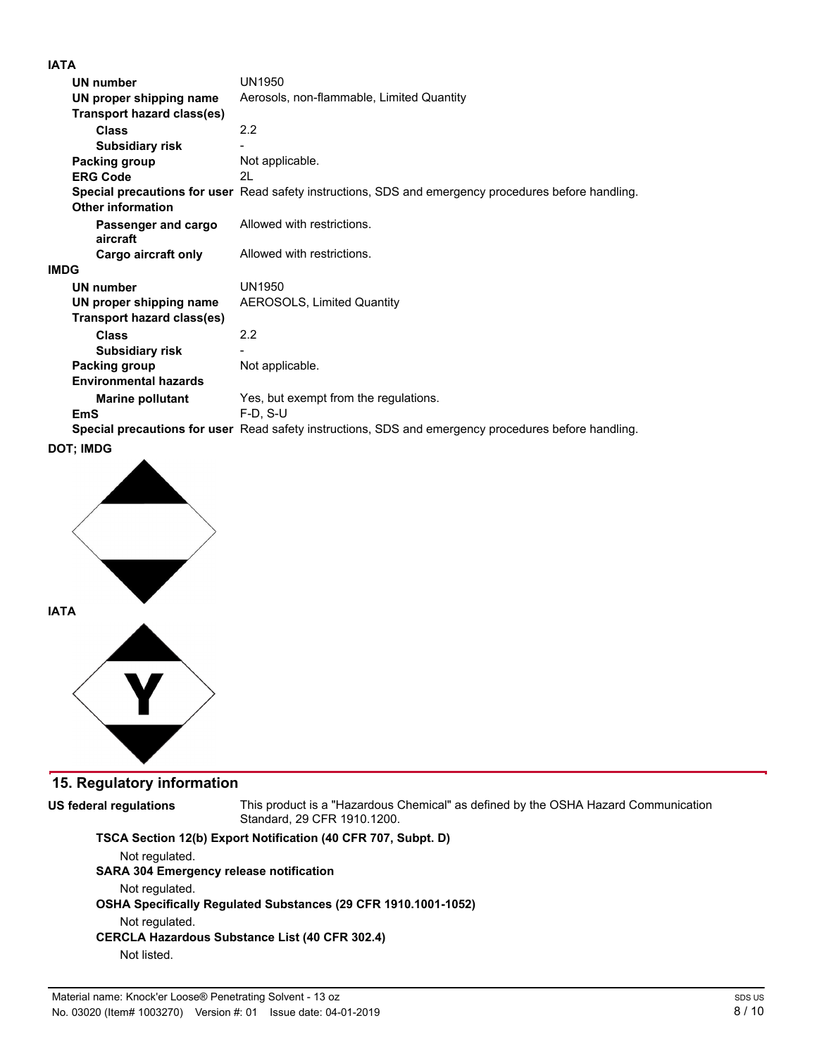**IATA**

| | |
|---|---|
| **UN number** | UN1950 |
| **UN proper shipping name** | Aerosols, non-flammable, Limited Quantity |
| **Transport hazard class(es)** | |
| **Class** | 2.2 |
| **Subsidiary risk** | - |
| **Packing group** | Not applicable. |
| **ERG Code** | 2L |
| **Special precautions for user** | Read safety instructions, SDS and emergency procedures before handling. |
| **Other information** | |
| **Passenger and cargo aircraft** | Allowed with restrictions. |
| **Cargo aircraft only** | Allowed with restrictions. |

**IMDG**

| | |
|---|---|
| **UN number** | UN1950 |
| **UN proper shipping name** | AEROSOLS, Limited Quantity |
| **Transport hazard class(es)** | |
| **Class** | 2.2 |
| **Subsidiary risk** | - |
| **Packing group** | Not applicable. |
| **Environmental hazards** | |
| **Marine pollutant** | Yes, but exempt from the regulations. |
| **EmS** | F-D, S-U |
| **Special precautions for user** | Read safety instructions, SDS and emergency procedures before handling. |

**DOT; IMDG**

**IATA**

## 15. Regulatory information

**US federal regulations** This product is a "Hazardous Chemical" as defined by the OSHA Hazard Communication Standard, 29 CFR 1910.1200.

**TSCA Section 12(b) Export Notification (40 CFR 707, Subpt. D)**

Not regulated.

**SARA 304 Emergency release notification**

Not regulated.

**OSHA Specifically Regulated Substances (29 CFR 1910.1001-1052)**

Not regulated.

**CERCLA Hazardous Substance List (40 CFR 302.4)**

Not listed.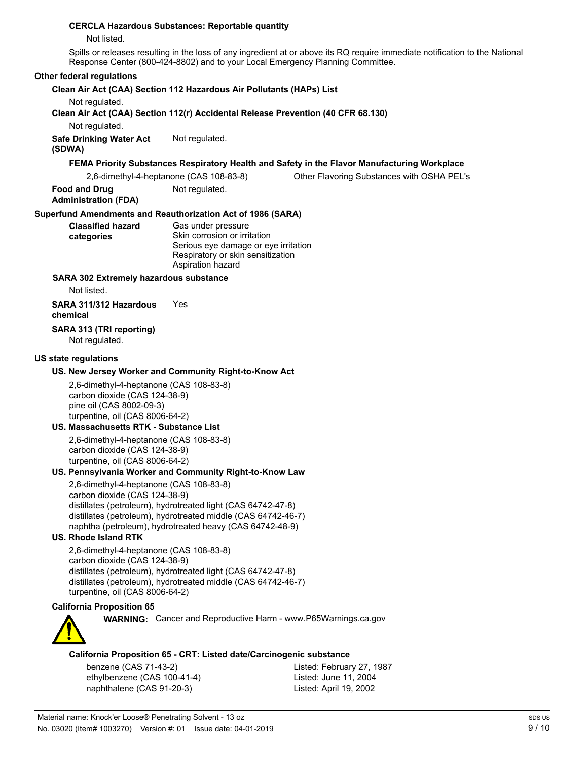**CERCLA Hazardous Substances: Reportable quantity**

Not listed.

Spills or releases resulting in the loss of any ingredient at or above its RQ require immediate notification to the National Response Center (800-424-8802) and to your Local Emergency Planning Committee.

**Other federal regulations**

**Clean Air Act (CAA) Section 112 Hazardous Air Pollutants (HAPs) List**

Not regulated.

**Clean Air Act (CAA) Section 112(r) Accidental Release Prevention (40 CFR 68.130)**

Not regulated.

**Safe Drinking Water Act (SDWA)** Not regulated.

**FEMA Priority Substances Respiratory Health and Safety in the Flavor Manufacturing Workplace**

| | |
|---|---|
| 2,6-dimethyl-4-heptanone (CAS 108-83-8) | Other Flavoring Substances with OSHA PEL's |

**Food and Drug Administration (FDA)** Not regulated.

**Superfund Amendments and Reauthorization Act of 1986 (SARA)**

**Classified hazard categories**

Gas under pressure
Skin corrosion or irritation
Serious eye damage or eye irritation
Respiratory or skin sensitization
Aspiration hazard

**SARA 302 Extremely hazardous substance**

Not listed.

**SARA 311/312 Hazardous chemical** Yes

**SARA 313 (TRI reporting)**

Not regulated.

**US state regulations**

**US. New Jersey Worker and Community Right-to-Know Act**

2,6-dimethyl-4-heptanone (CAS 108-83-8)
carbon dioxide (CAS 124-38-9)
pine oil (CAS 8002-09-3)
turpentine, oil (CAS 8006-64-2)

**US. Massachusetts RTK - Substance List**

2,6-dimethyl-4-heptanone (CAS 108-83-8)
carbon dioxide (CAS 124-38-9)
turpentine, oil (CAS 8006-64-2)

**US. Pennsylvania Worker and Community Right-to-Know Law**

2,6-dimethyl-4-heptanone (CAS 108-83-8)
carbon dioxide (CAS 124-38-9)
distillates (petroleum), hydrotreated light (CAS 64742-47-8)
distillates (petroleum), hydrotreated middle (CAS 64742-46-7)
naphtha (petroleum), hydrotreated heavy (CAS 64742-48-9)

**US. Rhode Island RTK**

2,6-dimethyl-4-heptanone (CAS 108-83-8)
carbon dioxide (CAS 124-38-9)
distillates (petroleum), hydrotreated light (CAS 64742-47-8)
distillates (petroleum), hydrotreated middle (CAS 64742-46-7)
turpentine, oil (CAS 8006-64-2)

**California Proposition 65**

**WARNING:** Cancer and Reproductive Harm - www.P65Warnings.ca.gov

**California Proposition 65 - CRT: Listed date/Carcinogenic substance**

| | |
|---|---|
| benzene (CAS 71-43-2) | Listed: February 27, 1987 |
| ethylbenzene (CAS 100-41-4) | Listed: June 11, 2004 |
| naphthalene (CAS 91-20-3) | Listed: April 19, 2002 |

Material name: Knock'er Loose® Penetrating Solvent - 13 oz
No. 03020 (Item# 1003270) Version #: 01 Issue date: 04-01-2019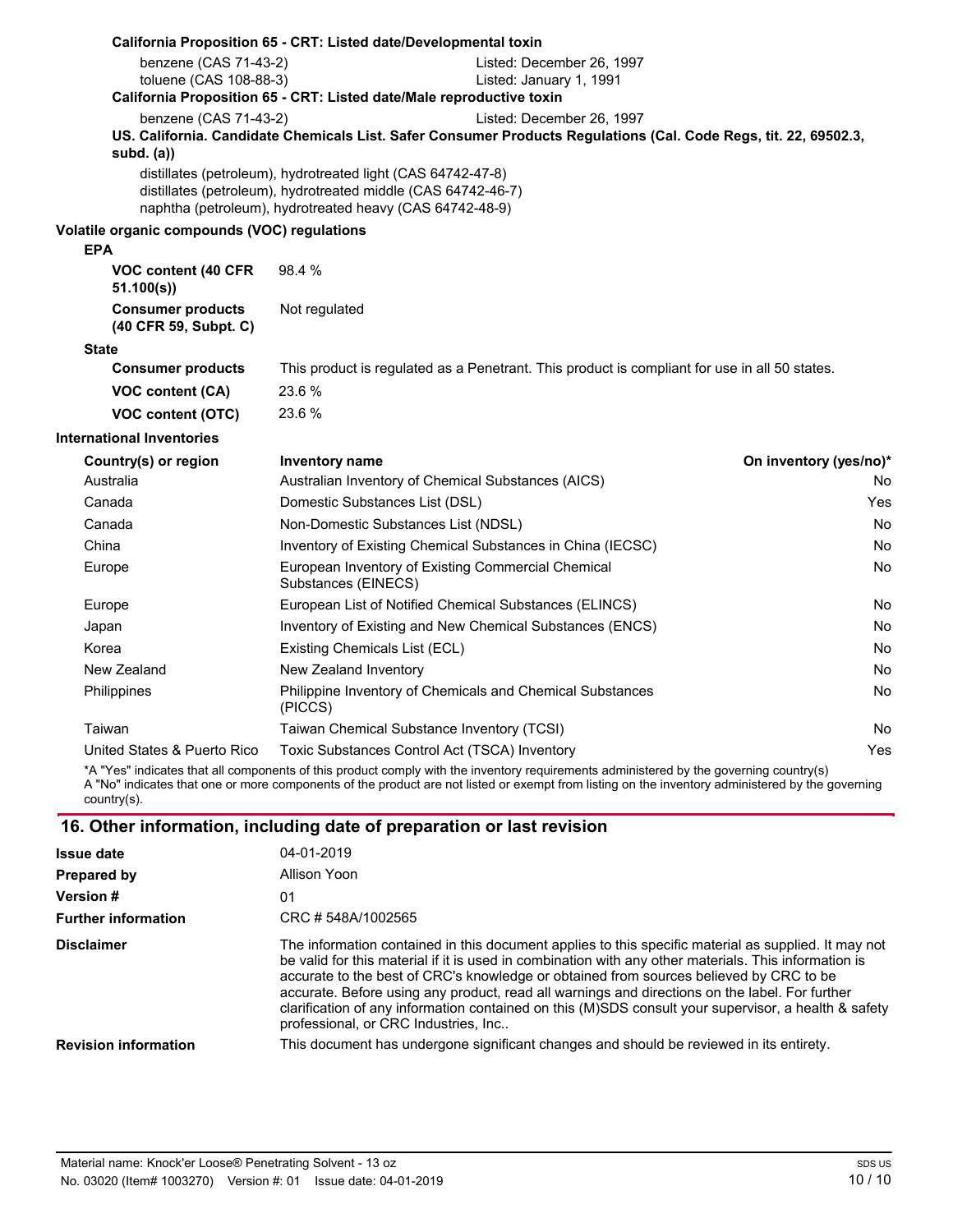**California Proposition 65 - CRT: Listed date/Developmental toxin**

| | |
|---|---|
| benzene (CAS 71-43-2) | Listed: December 26, 1997 |
| toluene (CAS 108-88-3) | Listed: January 1, 1991 |

**California Proposition 65 - CRT: Listed date/Male reproductive toxin**

| | |
|---|---|
| benzene (CAS 71-43-2) | Listed: December 26, 1997 |

**US. California. Candidate Chemicals List. Safer Consumer Products Regulations (Cal. Code Regs, tit. 22, 69502.3, subd. (a))**

distillates (petroleum), hydrotreated light (CAS 64742-47-8)
distillates (petroleum), hydrotreated middle (CAS 64742-46-7)
naphtha (petroleum), hydrotreated heavy (CAS 64742-48-9)

**Volatile organic compounds (VOC) regulations**

**EPA**

| | |
|---|---|
| **VOC content (40 CFR 51.100(s))** | 98.4 % |
| **Consumer products (40 CFR 59, Subpt. C)** | Not regulated |

**State**

| | |
|---|---|
| **Consumer products** | This product is regulated as a Penetrant. This product is compliant for use in all 50 states. |
| **VOC content (CA)** | 23.6 % |
| **VOC content (OTC)** | 23.6 % |

**International Inventories**

| Country(s) or region | Inventory name | On inventory (yes/no)* |
|---|---|---|
| Australia | Australian Inventory of Chemical Substances (AICS) | No |
| Canada | Domestic Substances List (DSL) | Yes |
| Canada | Non-Domestic Substances List (NDSL) | No |
| China | Inventory of Existing Chemical Substances in China (IECSC) | No |
| Europe | European Inventory of Existing Commercial Chemical Substances (EINECS) | No |
| Europe | European List of Notified Chemical Substances (ELINCS) | No |
| Japan | Inventory of Existing and New Chemical Substances (ENCS) | No |
| Korea | Existing Chemicals List (ECL) | No |
| New Zealand | New Zealand Inventory | No |
| Philippines | Philippine Inventory of Chemicals and Chemical Substances (PICCS) | No |
| Taiwan | Taiwan Chemical Substance Inventory (TCSI) | No |
| United States & Puerto Rico | Toxic Substances Control Act (TSCA) Inventory | Yes |

*A "Yes" indicates that all components of this product comply with the inventory requirements administered by the governing country(s)
A "No" indicates that one or more components of the product are not listed or exempt from listing on the inventory administered by the governing country(s).

## 16. Other information, including date of preparation or last revision

| | |
|---|---|
| **Issue date** | 04-01-2019 |
| **Prepared by** | Allison Yoon |
| **Version #** | 01 |
| **Further information** | CRC # 548A/1002565 |
| **Disclaimer** | The information contained in this document applies to this specific material as supplied. It may not be valid for this material if it is used in combination with any other materials. This information is accurate to the best of CRC's knowledge or obtained from sources believed by CRC to be accurate. Before using any product, read all warnings and directions on the label. For further clarification of any information contained on this (M)SDS consult your supervisor, a health & safety professional, or CRC Industries, Inc.. |
| **Revision information** | This document has undergone significant changes and should be reviewed in its entirety. |